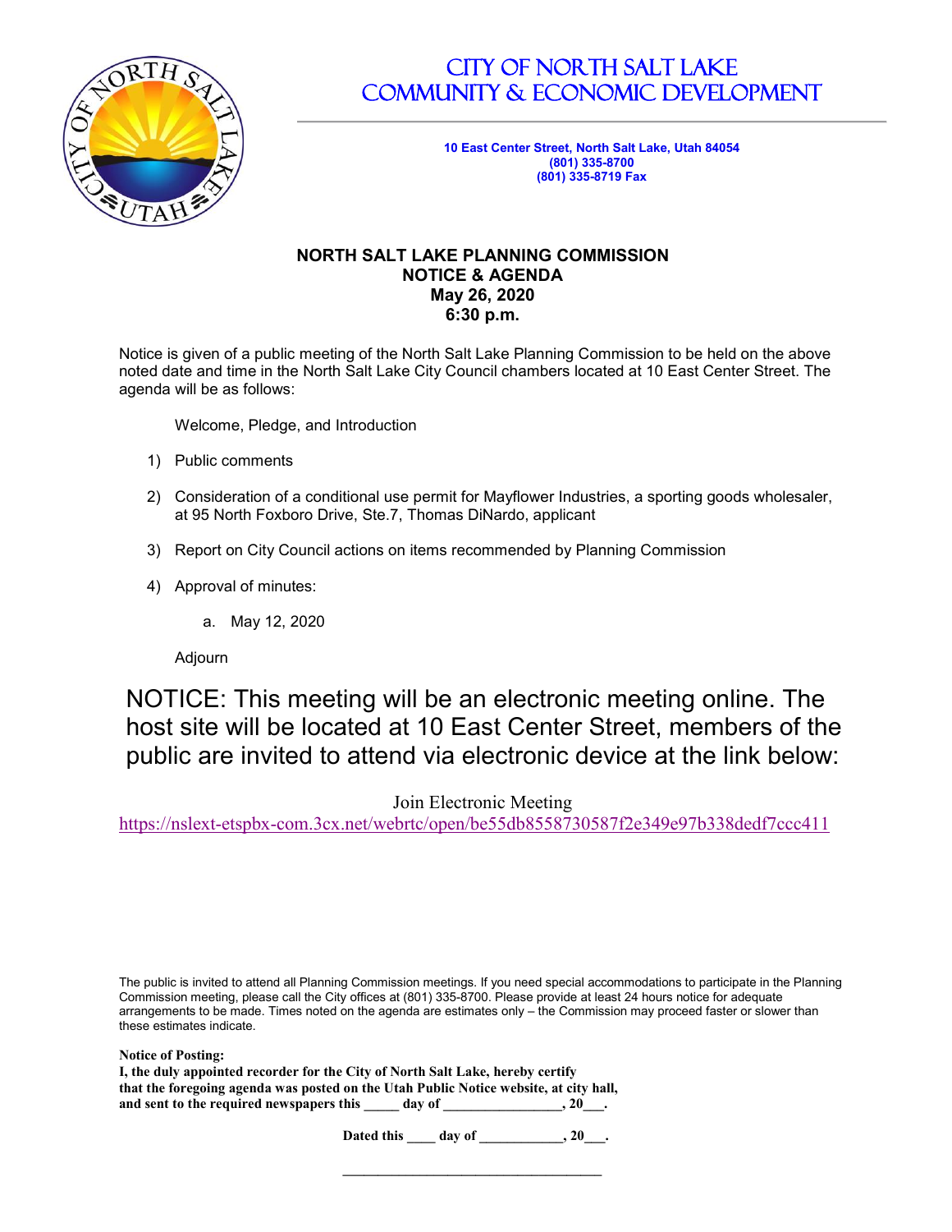# CITY OF NORTH SALT LAKE
# COMMUNITY & ECONOMIC DEVELOPMENT

**10 East Center Street, North Salt Lake, Utah 84054**
**(801) 335-8700**
**(801) 335-8719 Fax**

## NORTH SALT LAKE PLANNING COMMISSION
## NOTICE & AGENDA
## May 26, 2020
## 6:30 p.m.

Notice is given of a public meeting of the North Salt Lake Planning Commission to be held on the above noted date and time in the North Salt Lake City Council chambers located at 10 East Center Street. The agenda will be as follows:

Welcome, Pledge, and Introduction

1) Public comments
2) Consideration of a conditional use permit for Mayflower Industries, a sporting goods wholesaler, at 95 North Foxboro Drive, Ste.7, Thomas DiNardo, applicant
3) Report on City Council actions on items recommended by Planning Commission
4) Approval of minutes:
   a. May 12, 2020

Adjourn

NOTICE: This meeting will be an electronic meeting online. The host site will be located at 10 East Center Street, members of the public are invited to attend via electronic device at the link below:

Join Electronic Meeting
https://nslext-etspbx-com.3cx.net/webrtc/open/be55db8558730587f2e349e97b338dedf7ccc411

The public is invited to attend all Planning Commission meetings. If you need special accommodations to participate in the Planning Commission meeting, please call the City offices at (801) 335-8700. Please provide at least 24 hours notice for adequate arrangements to be made. Times noted on the agenda are estimates only – the Commission may proceed faster or slower than these estimates indicate.

**Notice of Posting:**
**I, the duly appointed recorder for the City of North Salt Lake, hereby certify that the foregoing agenda was posted on the Utah Public Notice website, at city hall, and sent to the required newspapers this _____ day of _________________, 20___.**

**Dated this ____ day of ___________, 20___.**

___________________________________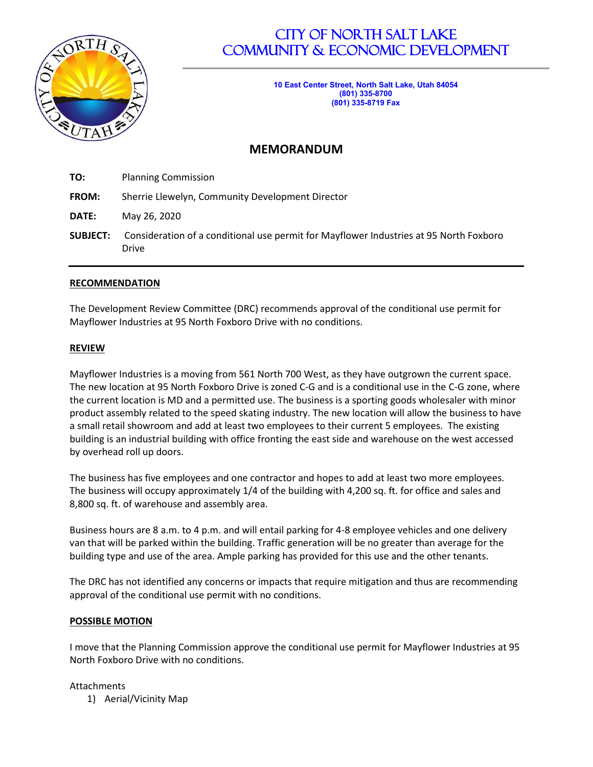# CITY OF NORTH SALT LAKE
# COMMUNITY & ECONOMIC DEVELOPMENT

**10 East Center Street, North Salt Lake, Utah 84054**
**(801) 335-8700**
**(801) 335-8719 Fax**

## MEMORANDUM

**TO:** Planning Commission

**FROM:** Sherrie Llewelyn, Community Development Director

**DATE:** May 26, 2020

**SUBJECT:** Consideration of a conditional use permit for Mayflower Industries at 95 North Foxboro Drive

---

**RECOMMENDATION**

The Development Review Committee (DRC) recommends approval of the conditional use permit for Mayflower Industries at 95 North Foxboro Drive with no conditions.

**REVIEW**

Mayflower Industries is a moving from 561 North 700 West, as they have outgrown the current space. The new location at 95 North Foxboro Drive is zoned C-G and is a conditional use in the C-G zone, where the current location is MD and a permitted use. The business is a sporting goods wholesaler with minor product assembly related to the speed skating industry. The new location will allow the business to have a small retail showroom and add at least two employees to their current 5 employees. The existing building is an industrial building with office fronting the east side and warehouse on the west accessed by overhead roll up doors.

The business has five employees and one contractor and hopes to add at least two more employees. The business will occupy approximately 1/4 of the building with 4,200 sq. ft. for office and sales and 8,800 sq. ft. of warehouse and assembly area.

Business hours are 8 a.m. to 4 p.m. and will entail parking for 4-8 employee vehicles and one delivery van that will be parked within the building. Traffic generation will be no greater than average for the building type and use of the area. Ample parking has provided for this use and the other tenants.

The DRC has not identified any concerns or impacts that require mitigation and thus are recommending approval of the conditional use permit with no conditions.

**POSSIBLE MOTION**

I move that the Planning Commission approve the conditional use permit for Mayflower Industries at 95 North Foxboro Drive with no conditions.

Attachments

1) Aerial/Vicinity Map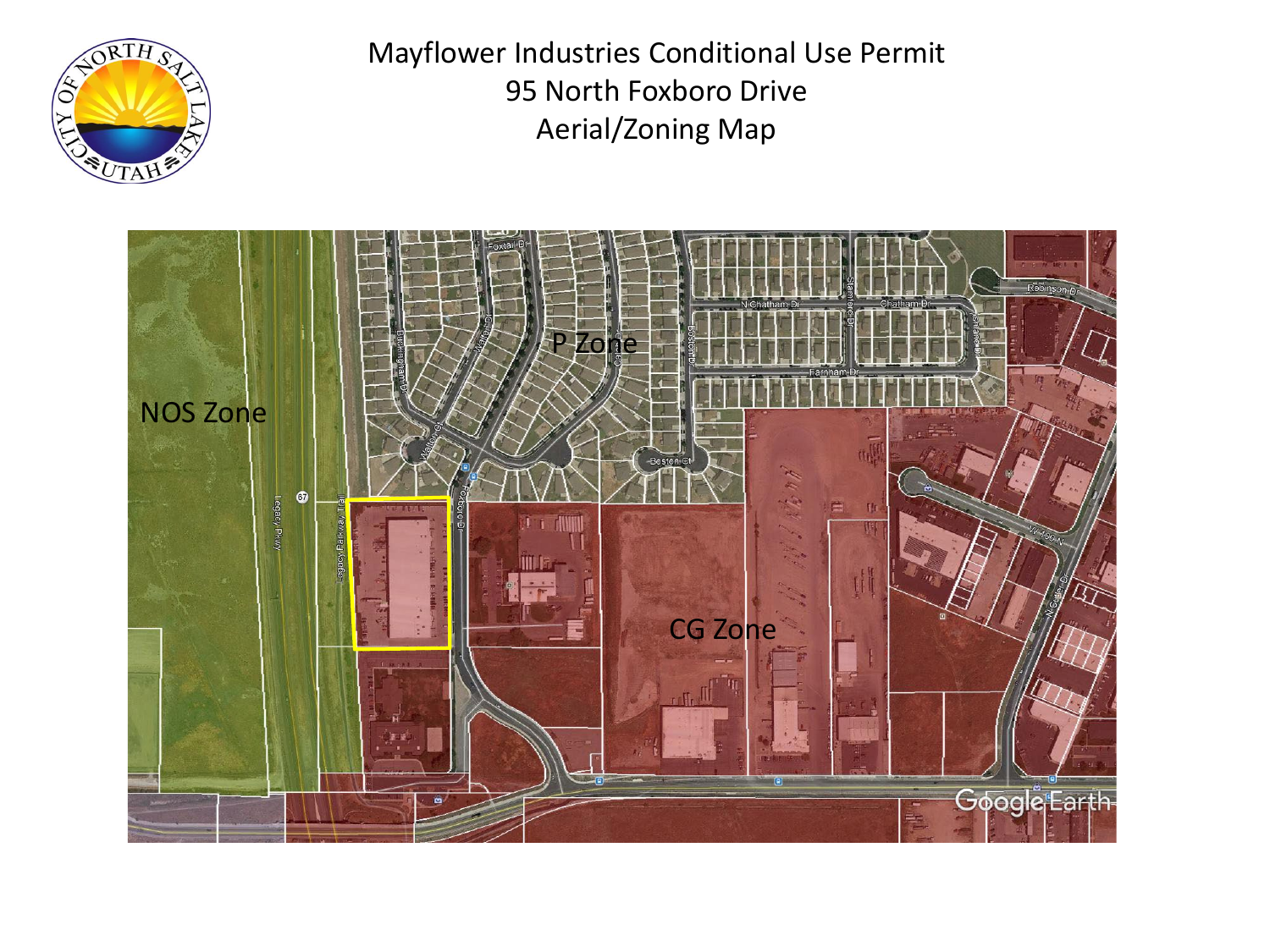# Mayflower Industries Conditional Use Permit
## 95 North Foxboro Drive
## Aerial/Zoning Map

NOS Zone

P Zone

CG Zone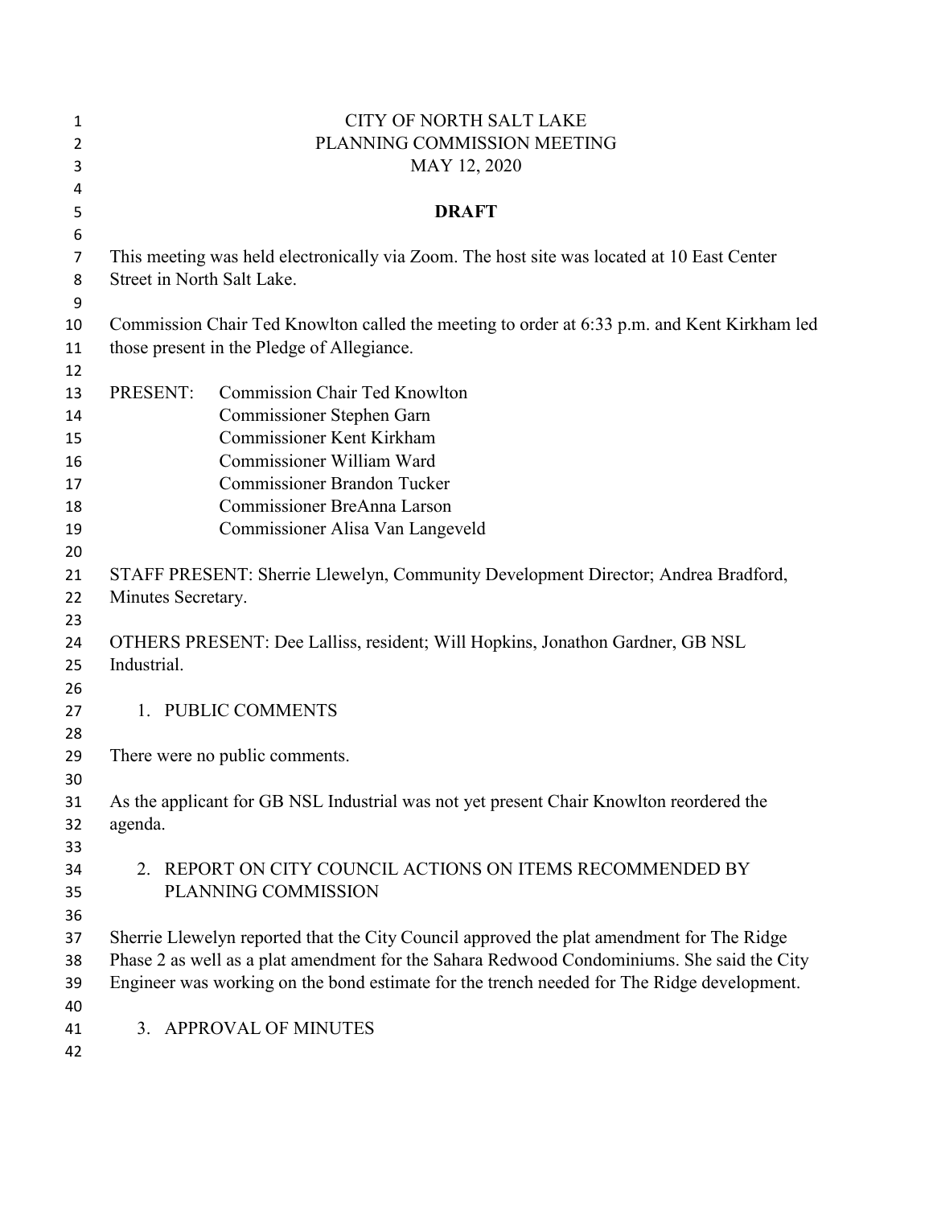CITY OF NORTH SALT LAKE
PLANNING COMMISSION MEETING
MAY 12, 2020

**DRAFT**

This meeting was held electronically via Zoom. The host site was located at 10 East Center Street in North Salt Lake.

Commission Chair Ted Knowlton called the meeting to order at 6:33 p.m. and Kent Kirkham led those present in the Pledge of Allegiance.

PRESENT: Commission Chair Ted Knowlton
Commissioner Stephen Garn
Commissioner Kent Kirkham
Commissioner William Ward
Commissioner Brandon Tucker
Commissioner BreAnna Larson
Commissioner Alisa Van Langeveld

STAFF PRESENT: Sherrie Llewelyn, Community Development Director; Andrea Bradford, Minutes Secretary.

OTHERS PRESENT: Dee Lalliss, resident; Will Hopkins, Jonathon Gardner, GB NSL Industrial.

1. PUBLIC COMMENTS

There were no public comments.

As the applicant for GB NSL Industrial was not yet present Chair Knowlton reordered the agenda.

2. REPORT ON CITY COUNCIL ACTIONS ON ITEMS RECOMMENDED BY PLANNING COMMISSION

Sherrie Llewelyn reported that the City Council approved the plat amendment for The Ridge Phase 2 as well as a plat amendment for the Sahara Redwood Condominiums. She said the City Engineer was working on the bond estimate for the trench needed for The Ridge development.

3. APPROVAL OF MINUTES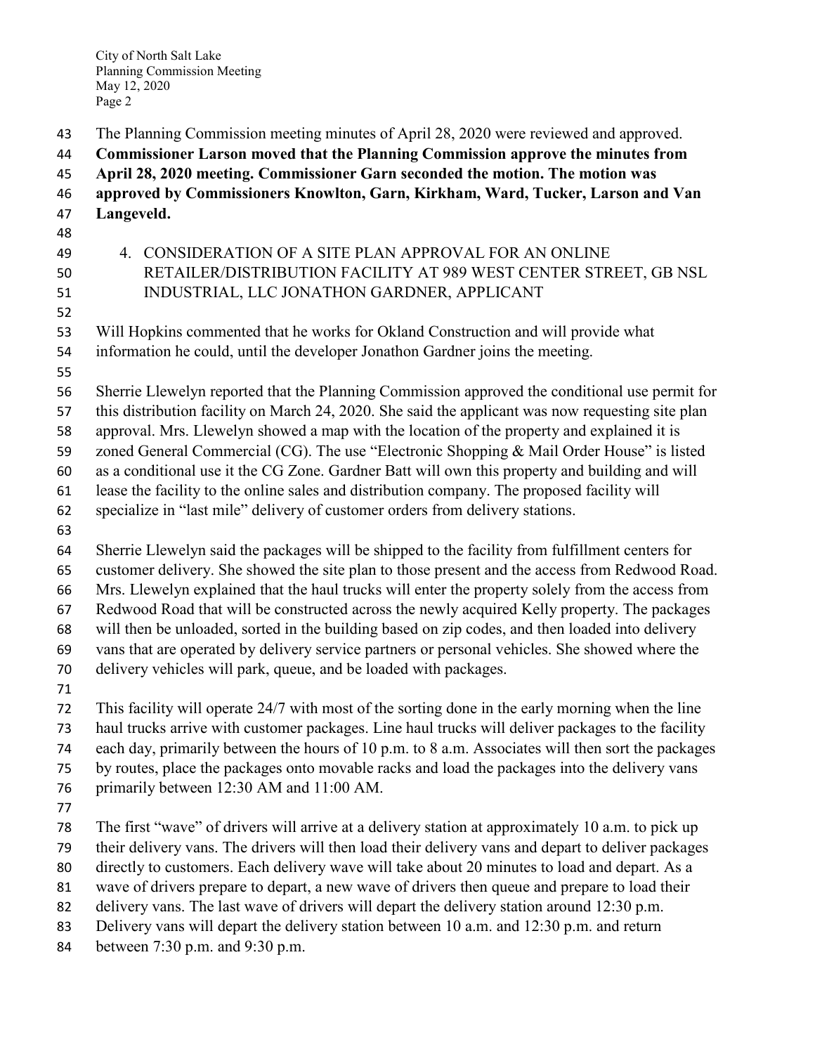The Planning Commission meeting minutes of April 28, 2020 were reviewed and approved.

**Commissioner Larson moved that the Planning Commission approve the minutes from April 28, 2020 meeting. Commissioner Garn seconded the motion. The motion was approved by Commissioners Knowlton, Garn, Kirkham, Ward, Tucker, Larson and Van Langeveld.**

4. CONSIDERATION OF A SITE PLAN APPROVAL FOR AN ONLINE RETAILER/DISTRIBUTION FACILITY AT 989 WEST CENTER STREET, GB NSL INDUSTRIAL, LLC JONATHON GARDNER, APPLICANT

Will Hopkins commented that he works for Okland Construction and will provide what information he could, until the developer Jonathon Gardner joins the meeting.

Sherrie Llewelyn reported that the Planning Commission approved the conditional use permit for this distribution facility on March 24, 2020. She said the applicant was now requesting site plan approval. Mrs. Llewelyn showed a map with the location of the property and explained it is zoned General Commercial (CG). The use "Electronic Shopping & Mail Order House" is listed as a conditional use it the CG Zone. Gardner Batt will own this property and building and will lease the facility to the online sales and distribution company. The proposed facility will specialize in "last mile" delivery of customer orders from delivery stations.

Sherrie Llewelyn said the packages will be shipped to the facility from fulfillment centers for customer delivery. She showed the site plan to those present and the access from Redwood Road. Mrs. Llewelyn explained that the haul trucks will enter the property solely from the access from Redwood Road that will be constructed across the newly acquired Kelly property. The packages will then be unloaded, sorted in the building based on zip codes, and then loaded into delivery vans that are operated by delivery service partners or personal vehicles. She showed where the delivery vehicles will park, queue, and be loaded with packages.

This facility will operate 24/7 with most of the sorting done in the early morning when the line haul trucks arrive with customer packages. Line haul trucks will deliver packages to the facility each day, primarily between the hours of 10 p.m. to 8 a.m. Associates will then sort the packages by routes, place the packages onto movable racks and load the packages into the delivery vans primarily between 12:30 AM and 11:00 AM.

The first "wave" of drivers will arrive at a delivery station at approximately 10 a.m. to pick up their delivery vans. The drivers will then load their delivery vans and depart to deliver packages directly to customers. Each delivery wave will take about 20 minutes to load and depart. As a wave of drivers prepare to depart, a new wave of drivers then queue and prepare to load their delivery vans. The last wave of drivers will depart the delivery station around 12:30 p.m. Delivery vans will depart the delivery station between 10 a.m. and 12:30 p.m. and return between 7:30 p.m. and 9:30 p.m.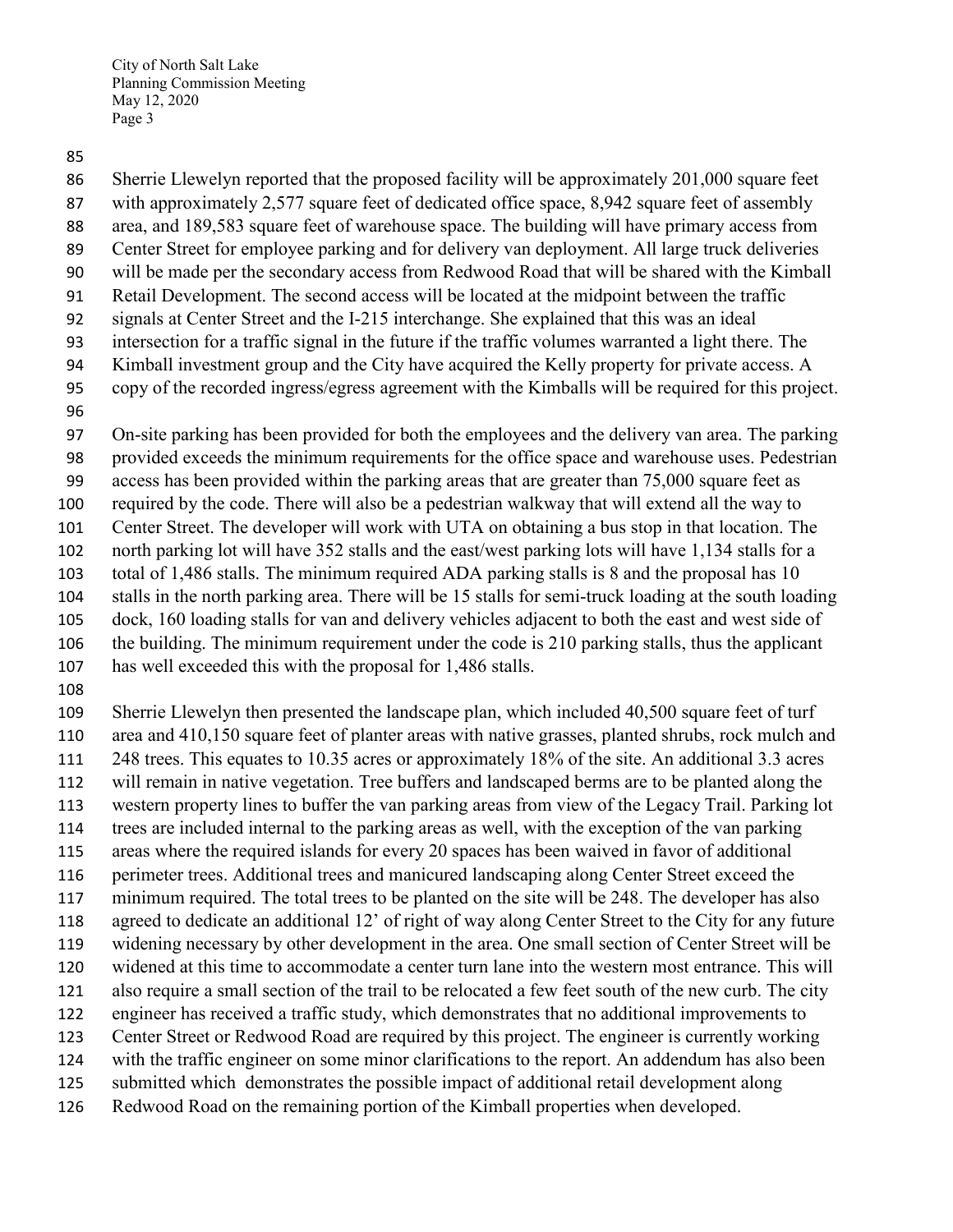Sherrie Llewelyn reported that the proposed facility will be approximately 201,000 square feet with approximately 2,577 square feet of dedicated office space, 8,942 square feet of assembly area, and 189,583 square feet of warehouse space. The building will have primary access from Center Street for employee parking and for delivery van deployment. All large truck deliveries will be made per the secondary access from Redwood Road that will be shared with the Kimball Retail Development. The second access will be located at the midpoint between the traffic signals at Center Street and the I-215 interchange. She explained that this was an ideal intersection for a traffic signal in the future if the traffic volumes warranted a light there. The Kimball investment group and the City have acquired the Kelly property for private access. A copy of the recorded ingress/egress agreement with the Kimballs will be required for this project.

On-site parking has been provided for both the employees and the delivery van area. The parking provided exceeds the minimum requirements for the office space and warehouse uses. Pedestrian access has been provided within the parking areas that are greater than 75,000 square feet as required by the code. There will also be a pedestrian walkway that will extend all the way to Center Street. The developer will work with UTA on obtaining a bus stop in that location. The north parking lot will have 352 stalls and the east/west parking lots will have 1,134 stalls for a total of 1,486 stalls. The minimum required ADA parking stalls is 8 and the proposal has 10 stalls in the north parking area. There will be 15 stalls for semi-truck loading at the south loading dock, 160 loading stalls for van and delivery vehicles adjacent to both the east and west side of the building. The minimum requirement under the code is 210 parking stalls, thus the applicant has well exceeded this with the proposal for 1,486 stalls.

Sherrie Llewelyn then presented the landscape plan, which included 40,500 square feet of turf area and 410,150 square feet of planter areas with native grasses, planted shrubs, rock mulch and 248 trees. This equates to 10.35 acres or approximately 18% of the site. An additional 3.3 acres will remain in native vegetation. Tree buffers and landscaped berms are to be planted along the western property lines to buffer the van parking areas from view of the Legacy Trail. Parking lot trees are included internal to the parking areas as well, with the exception of the van parking areas where the required islands for every 20 spaces has been waived in favor of additional perimeter trees. Additional trees and manicured landscaping along Center Street exceed the minimum required. The total trees to be planted on the site will be 248. The developer has also agreed to dedicate an additional 12' of right of way along Center Street to the City for any future widening necessary by other development in the area. One small section of Center Street will be widened at this time to accommodate a center turn lane into the western most entrance. This will also require a small section of the trail to be relocated a few feet south of the new curb. The city engineer has received a traffic study, which demonstrates that no additional improvements to Center Street or Redwood Road are required by this project. The engineer is currently working with the traffic engineer on some minor clarifications to the report. An addendum has also been submitted which demonstrates the possible impact of additional retail development along Redwood Road on the remaining portion of the Kimball properties when developed.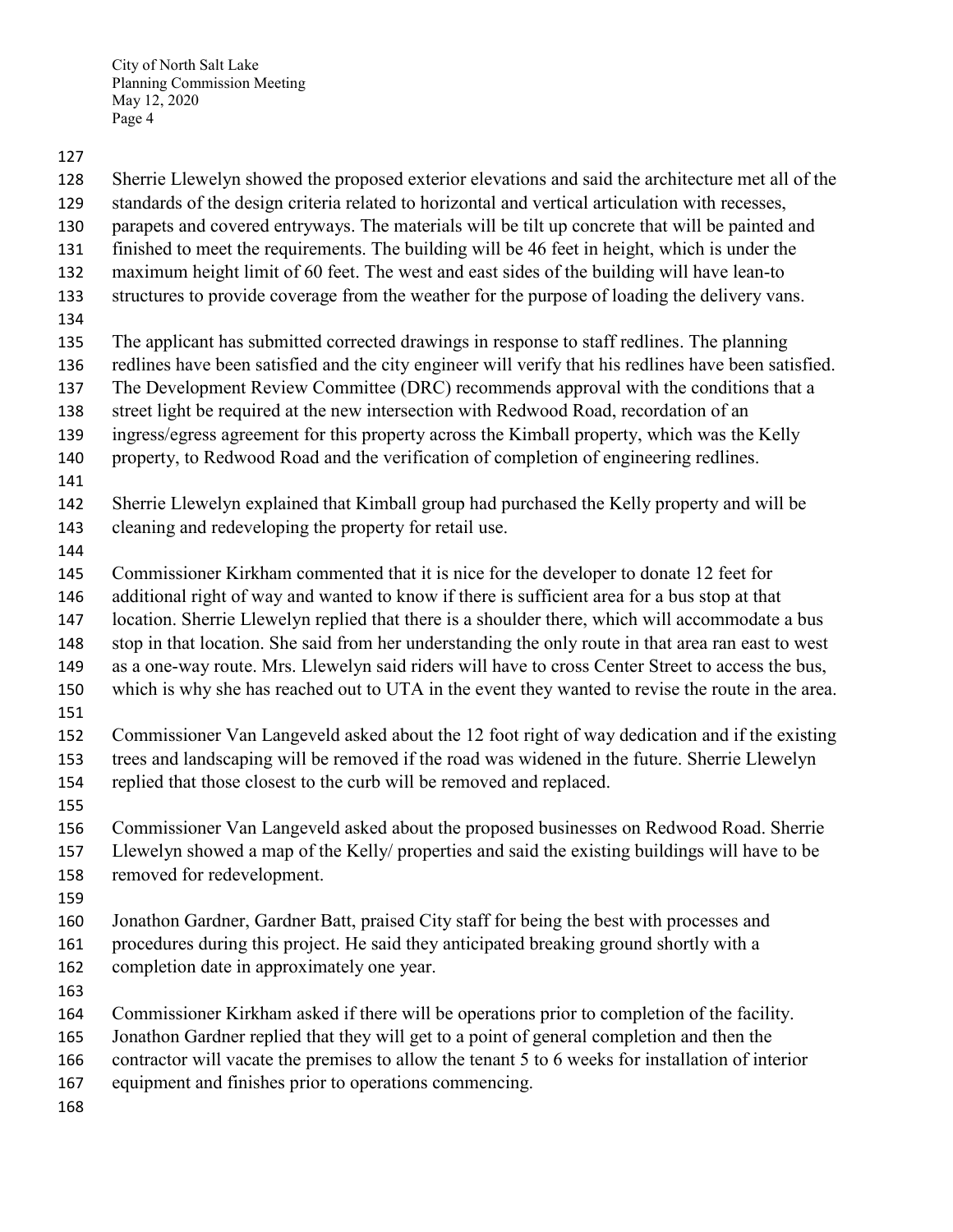Sherrie Llewelyn showed the proposed exterior elevations and said the architecture met all of the standards of the design criteria related to horizontal and vertical articulation with recesses, parapets and covered entryways. The materials will be tilt up concrete that will be painted and finished to meet the requirements. The building will be 46 feet in height, which is under the maximum height limit of 60 feet. The west and east sides of the building will have lean-to structures to provide coverage from the weather for the purpose of loading the delivery vans.

The applicant has submitted corrected drawings in response to staff redlines. The planning redlines have been satisfied and the city engineer will verify that his redlines have been satisfied. The Development Review Committee (DRC) recommends approval with the conditions that a street light be required at the new intersection with Redwood Road, recordation of an ingress/egress agreement for this property across the Kimball property, which was the Kelly property, to Redwood Road and the verification of completion of engineering redlines.

Sherrie Llewelyn explained that Kimball group had purchased the Kelly property and will be cleaning and redeveloping the property for retail use.

Commissioner Kirkham commented that it is nice for the developer to donate 12 feet for additional right of way and wanted to know if there is sufficient area for a bus stop at that location. Sherrie Llewelyn replied that there is a shoulder there, which will accommodate a bus stop in that location. She said from her understanding the only route in that area ran east to west as a one-way route. Mrs. Llewelyn said riders will have to cross Center Street to access the bus, which is why she has reached out to UTA in the event they wanted to revise the route in the area.

Commissioner Van Langeveld asked about the 12 foot right of way dedication and if the existing trees and landscaping will be removed if the road was widened in the future. Sherrie Llewelyn replied that those closest to the curb will be removed and replaced.

Commissioner Van Langeveld asked about the proposed businesses on Redwood Road. Sherrie Llewelyn showed a map of the Kelly/ properties and said the existing buildings will have to be removed for redevelopment.

Jonathon Gardner, Gardner Batt, praised City staff for being the best with processes and procedures during this project. He said they anticipated breaking ground shortly with a completion date in approximately one year.

Commissioner Kirkham asked if there will be operations prior to completion of the facility. Jonathon Gardner replied that they will get to a point of general completion and then the contractor will vacate the premises to allow the tenant 5 to 6 weeks for installation of interior equipment and finishes prior to operations commencing.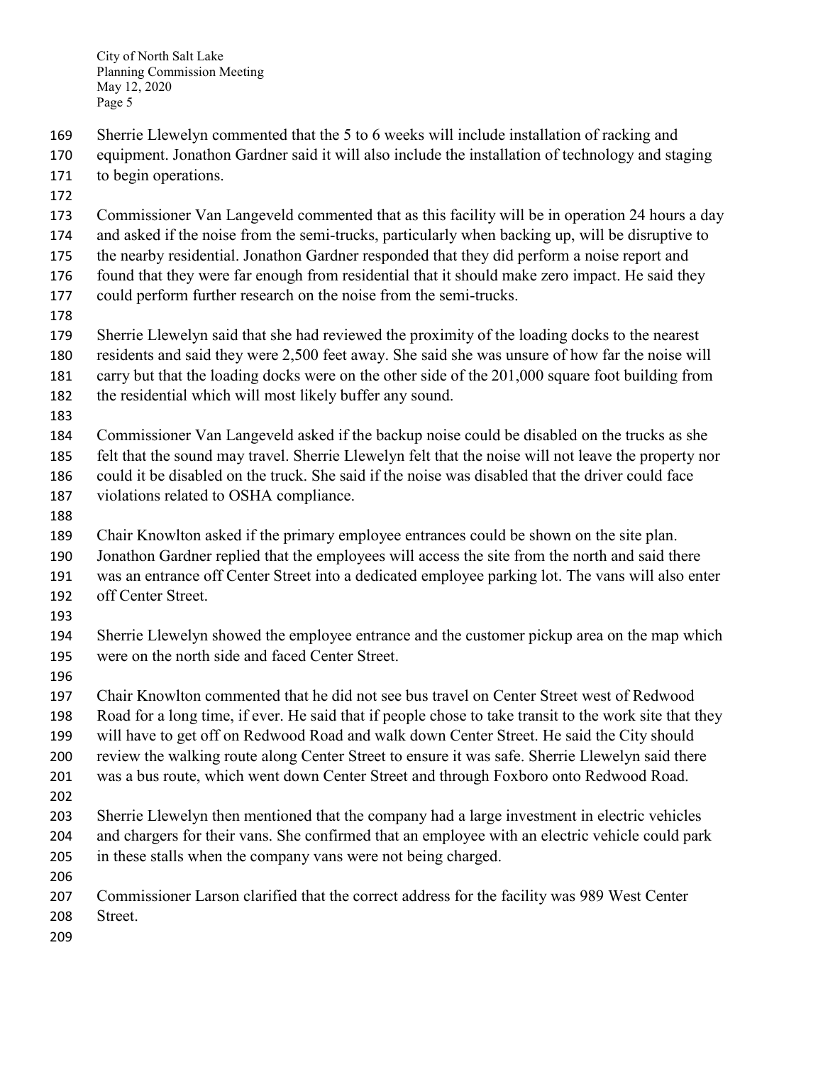Sherrie Llewelyn commented that the 5 to 6 weeks will include installation of racking and equipment. Jonathon Gardner said it will also include the installation of technology and staging to begin operations.

Commissioner Van Langeveld commented that as this facility will be in operation 24 hours a day and asked if the noise from the semi-trucks, particularly when backing up, will be disruptive to the nearby residential. Jonathon Gardner responded that they did perform a noise report and found that they were far enough from residential that it should make zero impact. He said they could perform further research on the noise from the semi-trucks.

Sherrie Llewelyn said that she had reviewed the proximity of the loading docks to the nearest residents and said they were 2,500 feet away. She said she was unsure of how far the noise will carry but that the loading docks were on the other side of the 201,000 square foot building from the residential which will most likely buffer any sound.

Commissioner Van Langeveld asked if the backup noise could be disabled on the trucks as she felt that the sound may travel. Sherrie Llewelyn felt that the noise will not leave the property nor could it be disabled on the truck. She said if the noise was disabled that the driver could face violations related to OSHA compliance.

Chair Knowlton asked if the primary employee entrances could be shown on the site plan. Jonathon Gardner replied that the employees will access the site from the north and said there was an entrance off Center Street into a dedicated employee parking lot. The vans will also enter off Center Street.

Sherrie Llewelyn showed the employee entrance and the customer pickup area on the map which were on the north side and faced Center Street.

Chair Knowlton commented that he did not see bus travel on Center Street west of Redwood Road for a long time, if ever. He said that if people chose to take transit to the work site that they will have to get off on Redwood Road and walk down Center Street. He said the City should review the walking route along Center Street to ensure it was safe. Sherrie Llewelyn said there was a bus route, which went down Center Street and through Foxboro onto Redwood Road.

Sherrie Llewelyn then mentioned that the company had a large investment in electric vehicles and chargers for their vans. She confirmed that an employee with an electric vehicle could park in these stalls when the company vans were not being charged.

Commissioner Larson clarified that the correct address for the facility was 989 West Center Street.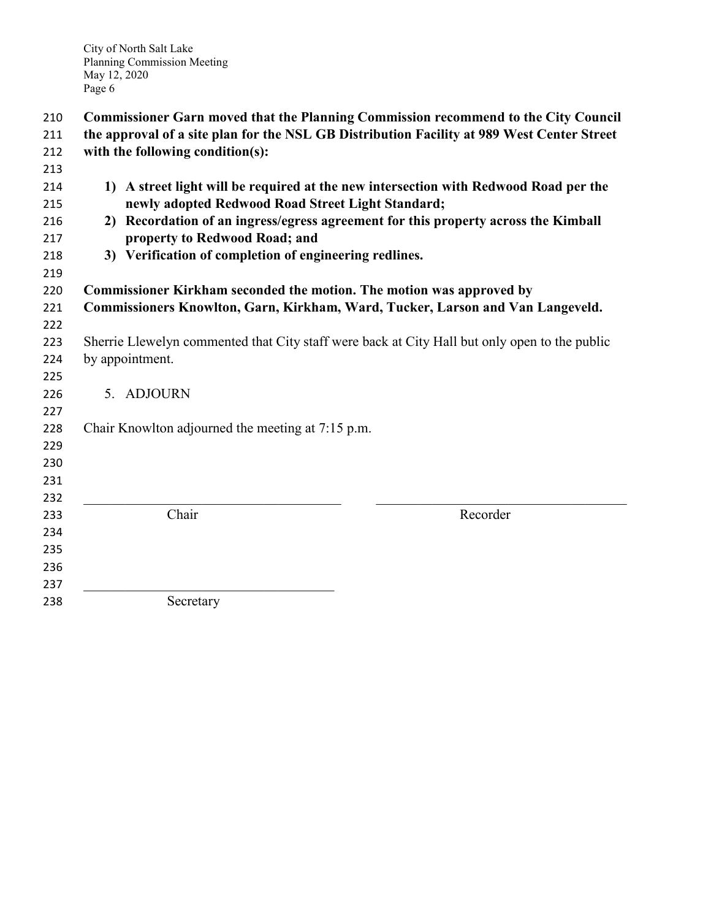**Commissioner Garn moved that the Planning Commission recommend to the City Council the approval of a site plan for the NSL GB Distribution Facility at 989 West Center Street with the following condition(s):**

1) **A street light will be required at the new intersection with Redwood Road per the newly adopted Redwood Road Street Light Standard;**
2) **Recordation of an ingress/egress agreement for this property across the Kimball property to Redwood Road; and**
3) **Verification of completion of engineering redlines.**

**Commissioner Kirkham seconded the motion. The motion was approved by Commissioners Knowlton, Garn, Kirkham, Ward, Tucker, Larson and Van Langeveld.**

Sherrie Llewelyn commented that City staff were back at City Hall but only open to the public by appointment.

5. ADJOURN

Chair Knowlton adjourned the meeting at 7:15 p.m.

\_\_\_\_\_\_\_\_\_\_\_\_\_\_\_\_\_\_\_\_\_\_\_\_\_\_\_\_\_\_\_\_\_\_\_\_\_\_ \_\_\_\_\_\_\_\_\_\_\_\_\_\_\_\_\_\_\_\_\_\_\_\_\_\_\_\_\_\_\_\_\_\_\_\_\_\_

Chair Recorder

\_\_\_\_\_\_\_\_\_\_\_\_\_\_\_\_\_\_\_\_\_\_\_\_\_\_\_\_\_\_\_\_\_\_\_\_\_\_

Secretary